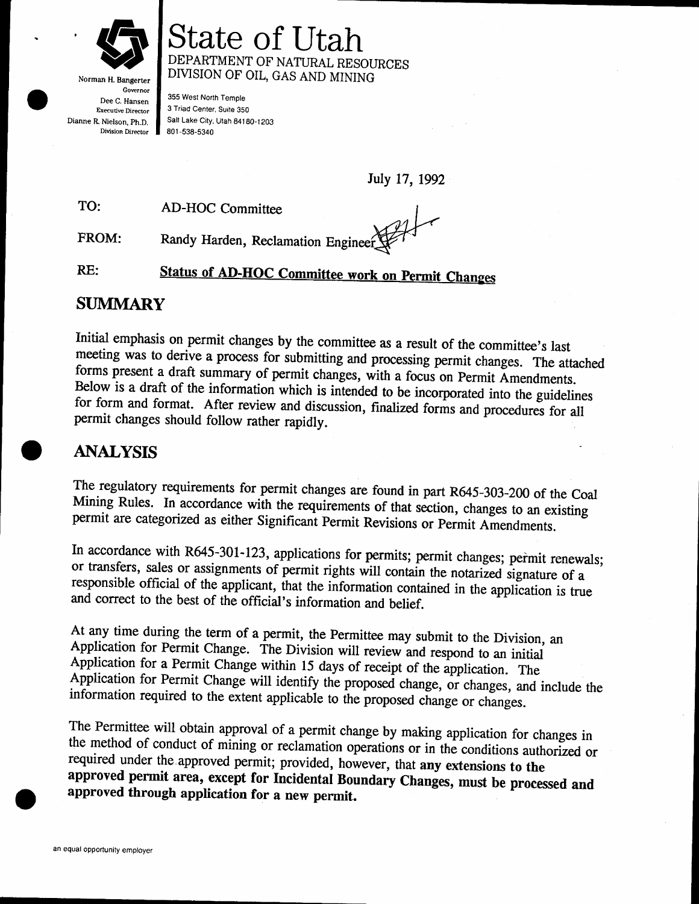Norman H. Bangerter
Governor
Dee C. Hansen
Executive Director
Dianne R. Nielson, Ph.D.
Division Director

# State of Utah

DEPARTMENT OF NATURAL RESOURCES
DIVISION OF OIL, GAS AND MINING

355 West North Temple
3 Triad Center, Suite 350
Salt Lake City, Utah 84180-1203
801-538-5340

July 17, 1992

TO: AD-HOC Committee

FROM: Randy Harden, Reclamation Engineer

RE: **Status of AD-HOC Committee work on Permit Changes**

## SUMMARY

Initial emphasis on permit changes by the committee as a result of the committee's last meeting was to derive a process for submitting and processing permit changes. The attached forms present a draft summary of permit changes, with a focus on Permit Amendments. Below is a draft of the information which is intended to be incorporated into the guidelines for form and format. After review and discussion, finalized forms and procedures for all permit changes should follow rather rapidly.

## ANALYSIS

The regulatory requirements for permit changes are found in part R645-303-200 of the Coal Mining Rules. In accordance with the requirements of that section, changes to an existing permit are categorized as either Significant Permit Revisions or Permit Amendments.

In accordance with R645-301-123, applications for permits; permit changes; permit renewals; or transfers, sales or assignments of permit rights will contain the notarized signature of a responsible official of the applicant, that the information contained in the application is true and correct to the best of the official's information and belief.

At any time during the term of a permit, the Permittee may submit to the Division, an Application for Permit Change. The Division will review and respond to an initial Application for a Permit Change within 15 days of receipt of the application. The Application for Permit Change will identify the proposed change, or changes, and include the information required to the extent applicable to the proposed change or changes.

The Permittee will obtain approval of a permit change by making application for changes in the method of conduct of mining or reclamation operations or in the conditions authorized or required under the approved permit; provided, however, that **any extensions to the approved permit area, except for Incidental Boundary Changes, must be processed and approved through application for a new permit.**

an equal opportunity employer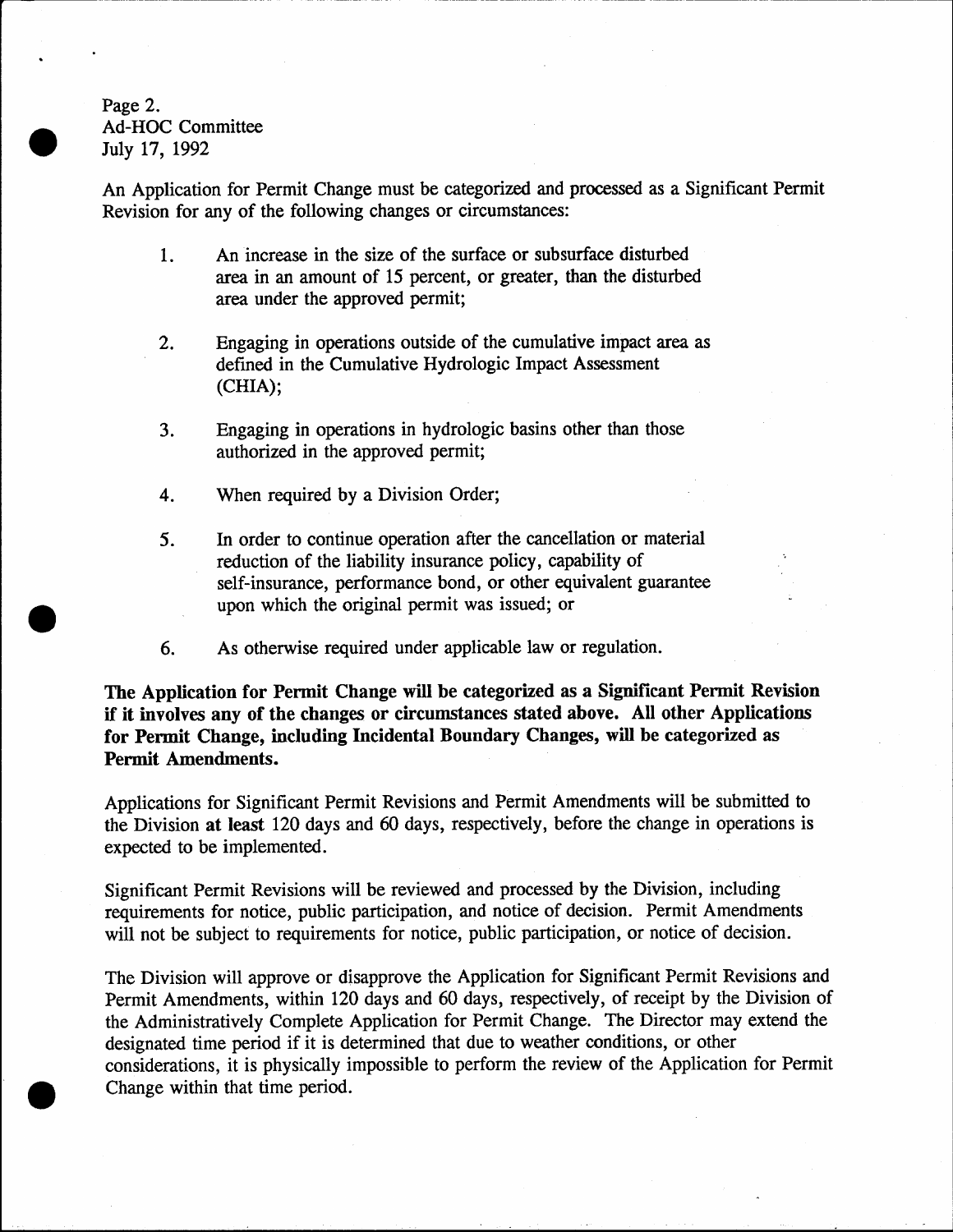An Application for Permit Change must be categorized and processed as a Significant Permit Revision for any of the following changes or circumstances:

1. An increase in the size of the surface or subsurface disturbed area in an amount of 15 percent, or greater, than the disturbed area under the approved permit;

2. Engaging in operations outside of the cumulative impact area as defined in the Cumulative Hydrologic Impact Assessment (CHIA);

3. Engaging in operations in hydrologic basins other than those authorized in the approved permit;

4. When required by a Division Order;

5. In order to continue operation after the cancellation or material reduction of the liability insurance policy, capability of self-insurance, performance bond, or other equivalent guarantee upon which the original permit was issued; or

6. As otherwise required under applicable law or regulation.

**The Application for Permit Change will be categorized as a Significant Permit Revision if it involves any of the changes or circumstances stated above. All other Applications for Permit Change, including Incidental Boundary Changes, will be categorized as Permit Amendments.**

Applications for Significant Permit Revisions and Permit Amendments will be submitted to the Division **at least** 120 days and 60 days, respectively, before the change in operations is expected to be implemented.

Significant Permit Revisions will be reviewed and processed by the Division, including requirements for notice, public participation, and notice of decision. Permit Amendments will not be subject to requirements for notice, public participation, or notice of decision.

The Division will approve or disapprove the Application for Significant Permit Revisions and Permit Amendments, within 120 days and 60 days, respectively, of receipt by the Division of the Administratively Complete Application for Permit Change. The Director may extend the designated time period if it is determined that due to weather conditions, or other considerations, it is physically impossible to perform the review of the Application for Permit Change within that time period.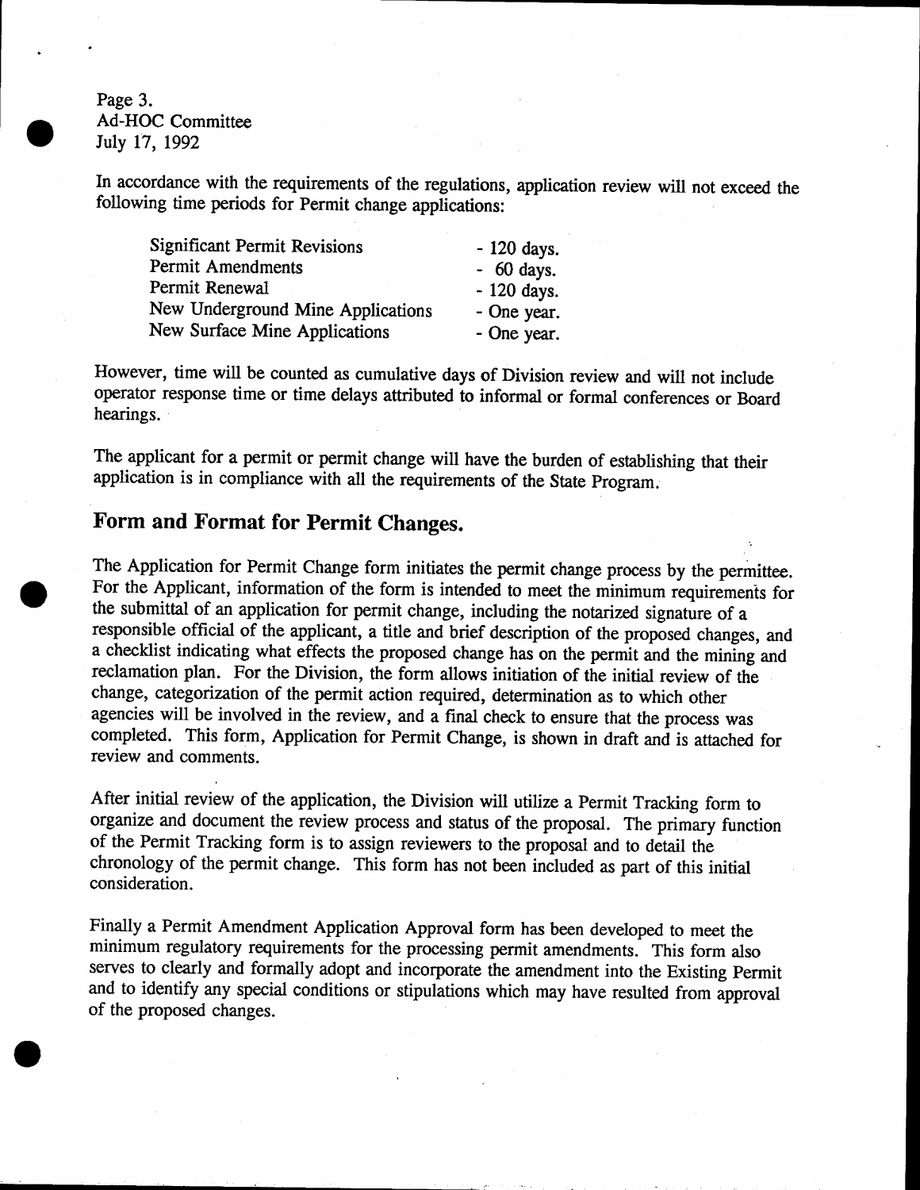In accordance with the requirements of the regulations, application review will not exceed the following time periods for Permit change applications:

| | |
|---|---|
| Significant Permit Revisions | - 120 days. |
| Permit Amendments | - 60 days. |
| Permit Renewal | - 120 days. |
| New Underground Mine Applications | - One year. |
| New Surface Mine Applications | - One year. |

However, time will be counted as cumulative days of Division review and will not include operator response time or time delays attributed to informal or formal conferences or Board hearings.

The applicant for a permit or permit change will have the burden of establishing that their application is in compliance with all the requirements of the State Program.

## Form and Format for Permit Changes.

The Application for Permit Change form initiates the permit change process by the permittee. For the Applicant, information of the form is intended to meet the minimum requirements for the submittal of an application for permit change, including the notarized signature of a responsible official of the applicant, a title and brief description of the proposed changes, and a checklist indicating what effects the proposed change has on the permit and the mining and reclamation plan. For the Division, the form allows initiation of the initial review of the change, categorization of the permit action required, determination as to which other agencies will be involved in the review, and a final check to ensure that the process was completed. This form, Application for Permit Change, is shown in draft and is attached for review and comments.

After initial review of the application, the Division will utilize a Permit Tracking form to organize and document the review process and status of the proposal. The primary function of the Permit Tracking form is to assign reviewers to the proposal and to detail the chronology of the permit change. This form has not been included as part of this initial consideration.

Finally a Permit Amendment Application Approval form has been developed to meet the minimum regulatory requirements for the processing permit amendments. This form also serves to clearly and formally adopt and incorporate the amendment into the Existing Permit and to identify any special conditions or stipulations which may have resulted from approval of the proposed changes.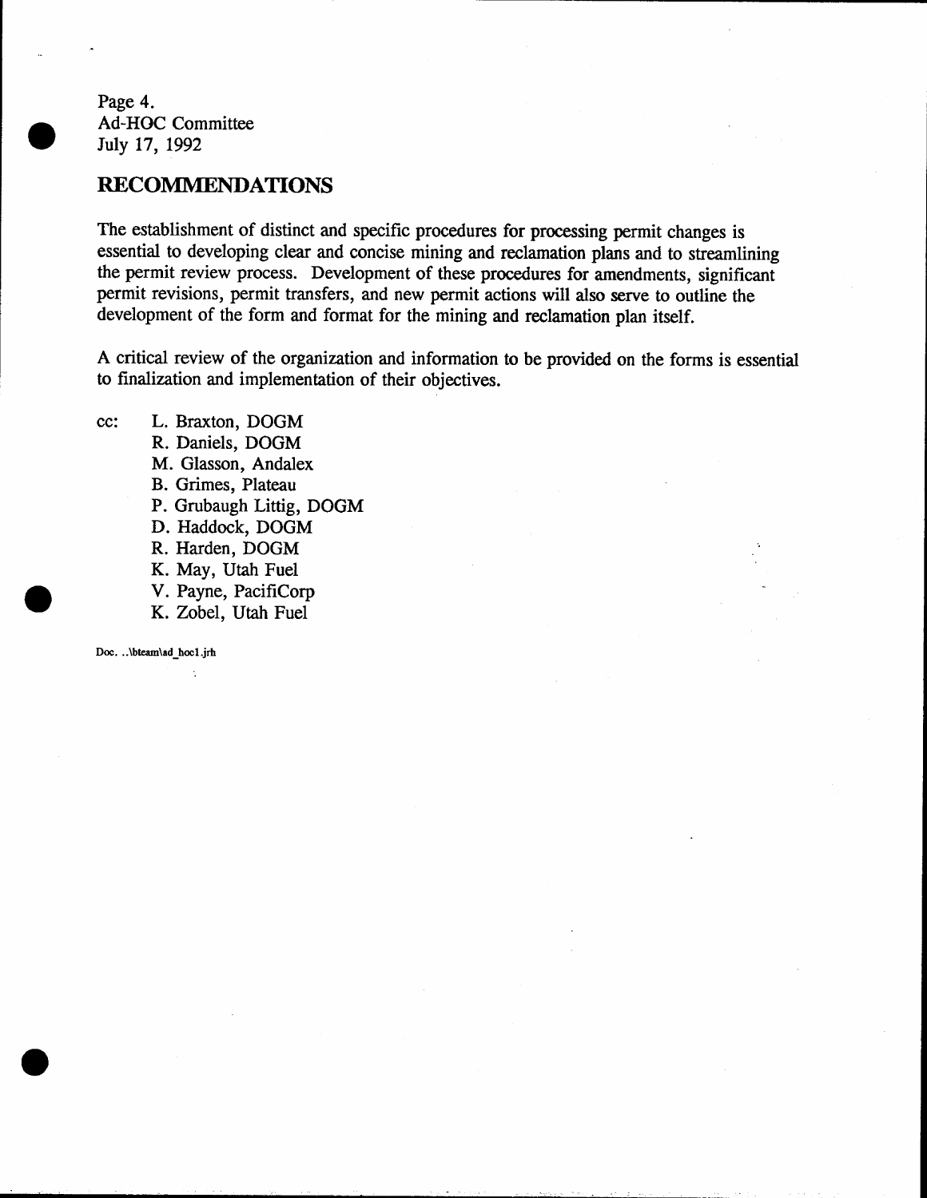Page 4.
Ad-HOC Committee
July 17, 1992

## RECOMMENDATIONS

The establishment of distinct and specific procedures for processing permit changes is essential to developing clear and concise mining and reclamation plans and to streamlining the permit review process. Development of these procedures for amendments, significant permit revisions, permit transfers, and new permit actions will also serve to outline the development of the form and format for the mining and reclamation plan itself.

A critical review of the organization and information to be provided on the forms is essential to finalization and implementation of their objectives.

cc: L. Braxton, DOGM
R. Daniels, DOGM
M. Glasson, Andalex
B. Grimes, Plateau
P. Grubaugh Littig, DOGM
D. Haddock, DOGM
R. Harden, DOGM
K. May, Utah Fuel
V. Payne, PacifiCorp
K. Zobel, Utah Fuel

Doc. ..\bteam\ad_hoc1.jrh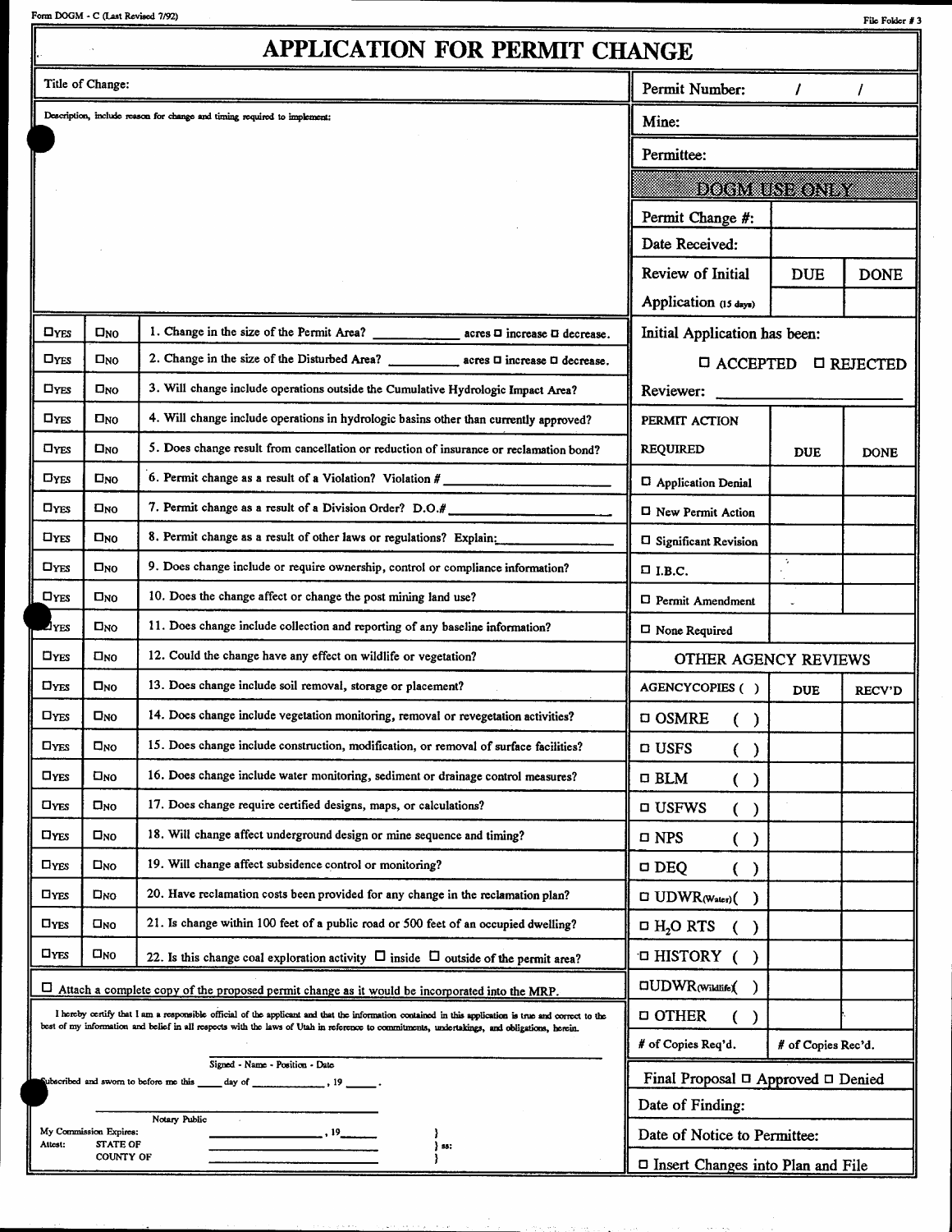Form DOGM - C (Last Revised 7/92)

File Folder # 3

# APPLICATION FOR PERMIT CHANGE

| Title of Change: | Permit Number: / / |
|---|---|
| Description, include reason for change and timing required to implement: | Mine: |
| | Permittee: |

**DOGM USE ONLY**

| | | |
|---|---|---|
| Permit Change #: | | |
| Date Received: | | |
| Review of Initial Application (15 days) | DUE | DONE |

Initial Application has been: ☐ ACCEPTED ☐ REJECTED

Reviewer: ____________________

| | | |
|---|---|---|
| ☐YES | ☐NO | 1. Change in the size of the Permit Area? ____________ acres ☐ increase ☐ decrease. |
| ☐YES | ☐NO | 2. Change in the size of the Disturbed Area? __________ acres ☐ increase ☐ decrease. |
| ☐YES | ☐NO | 3. Will change include operations outside the Cumulative Hydrologic Impact Area? |
| ☐YES | ☐NO | 4. Will change include operations in hydrologic basins other than currently approved? |
| ☐YES | ☐NO | 5. Does change result from cancellation or reduction of insurance or reclamation bond? |
| ☐YES | ☐NO | 6. Permit change as a result of a Violation? Violation # ____________ |
| ☐YES | ☐NO | 7. Permit change as a result of a Division Order? D.O.# ____________ |
| ☐YES | ☐NO | 8. Permit change as a result of other laws or regulations? Explain: ____________ |
| ☐YES | ☐NO | 9. Does change include or require ownership, control or compliance information? |
| ☐YES | ☐NO | 10. Does the change affect or change the post mining land use? |
| ☐YES | ☐NO | 11. Does change include collection and reporting of any baseline information? |
| ☐YES | ☐NO | 12. Could the change have any effect on wildlife or vegetation? |
| ☐YES | ☐NO | 13. Does change include soil removal, storage or placement? |
| ☐YES | ☐NO | 14. Does change include vegetation monitoring, removal or revegetation activities? |
| ☐YES | ☐NO | 15. Does change include construction, modification, or removal of surface facilities? |
| ☐YES | ☐NO | 16. Does change include water monitoring, sediment or drainage control measures? |
| ☐YES | ☐NO | 17. Does change require certified designs, maps, or calculations? |
| ☐YES | ☐NO | 18. Will change affect underground design or mine sequence and timing? |
| ☐YES | ☐NO | 19. Will change affect subsidence control or monitoring? |
| ☐YES | ☐NO | 20. Have reclamation costs been provided for any change in the reclamation plan? |
| ☐YES | ☐NO | 21. Is change within 100 feet of a public road or 500 feet of an occupied dwelling? |
| ☐YES | ☐NO | 22. Is this change coal exploration activity ☐ inside ☐ outside of the permit area? |

☐ Attach a complete copy of the proposed permit change as it would be incorporated into the MRP.

| PERMIT ACTION REQUIRED | DUE | DONE |
|---|---|---|
| ☐ Application Denial | | |
| ☐ New Permit Action | | |
| ☐ Significant Revision | | |
| ☐ I.B.C. | | |
| ☐ Permit Amendment | | |
| ☐ None Required | | |

**OTHER AGENCY REVIEWS**

| AGENCYCOPIES ( ) | DUE | RECV'D |
|---|---|---|
| ☐ OSMRE ( ) | | |
| ☐ USFS ( ) | | |
| ☐ BLM ( ) | | |
| ☐ USFWS ( ) | | |
| ☐ NPS ( ) | | |
| ☐ DEQ ( ) | | |
| ☐ UDWR(Water) ( ) | | |
| ☐ $H_2O$ RTS ( ) | | |
| ☐ HISTORY ( ) | | |
| ☐ UDWR(Wildlife) ( ) | | |
| ☐ OTHER ( ) | | |
| # of Copies Req'd. | # of Copies Rec'd. | |

I hereby certify that I am a responsible official of the applicant and that the information contained in this application is true and correct to the best of my information and belief in all respects with the laws of Utah in reference to commitments, undertakings, and obligations, herein.

_______________________________________
Signed - Name - Position - Date

Subscribed and sworn to before me this _____ day of ______________, 19 _____.

_______________________________________
Notary Public

My Commission Expires: ______________, 19______

Attest: STATE OF ______________ } ss:
COUNTY OF ______________

Final Proposal ☐ Approved ☐ Denied

Date of Finding:

Date of Notice to Permittee:

☐ Insert Changes into Plan and File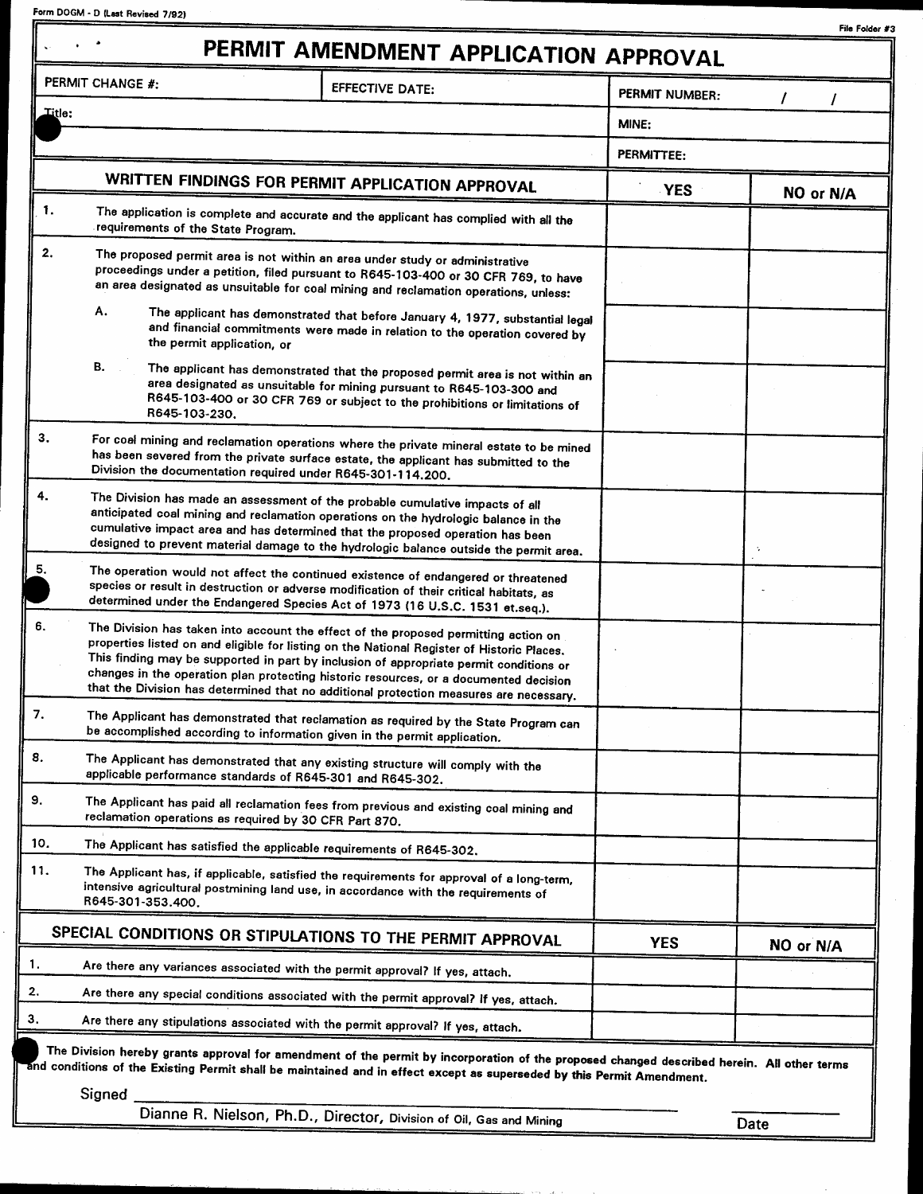Form DOGM - D (Last Revised 7/92)

File Folder #3

# PERMIT AMENDMENT APPLICATION APPROVAL

| | | |
|---|---|---|
| PERMIT CHANGE #: | EFFECTIVE DATE: | PERMIT NUMBER: / / |
| Title: | | MINE: |
| | | PERMITTEE: |

| | WRITTEN FINDINGS FOR PERMIT APPLICATION APPROVAL | YES | NO or N/A |
|---|---|---|---|
| 1. | The application is complete and accurate and the applicant has complied with all the requirements of the State Program. | | |
| 2. | The proposed permit area is not within an area under study or administrative proceedings under a petition, filed pursuant to R645-103-400 or 30 CFR 769, to have an area designated as unsuitable for coal mining and reclamation operations, unless: | | |
| | A. The applicant has demonstrated that before January 4, 1977, substantial legal and financial commitments were made in relation to the operation covered by the permit application, or | | |
| | B. The applicant has demonstrated that the proposed permit area is not within an area designated as unsuitable for mining pursuant to R645-103-300 and R645-103-400 or 30 CFR 769 or subject to the prohibitions or limitations of R645-103-230. | | |
| 3. | For coal mining and reclamation operations where the private mineral estate to be mined has been severed from the private surface estate, the applicant has submitted to the Division the documentation required under R645-301-114.200. | | |
| 4. | The Division has made an assessment of the probable cumulative impacts of all anticipated coal mining and reclamation operations on the hydrologic balance in the cumulative impact area and has determined that the proposed operation has been designed to prevent material damage to the hydrologic balance outside the permit area. | | |
| 5. | The operation would not affect the continued existence of endangered or threatened species or result in destruction or adverse modification of their critical habitats, as determined under the Endangered Species Act of 1973 (16 U.S.C. 1531 et.seq.). | | |
| 6. | The Division has taken into account the effect of the proposed permitting action on properties listed on and eligible for listing on the National Register of Historic Places. This finding may be supported in part by inclusion of appropriate permit conditions or changes in the operation plan protecting historic resources, or a documented decision that the Division has determined that no additional protection measures are necessary. | | |
| 7. | The Applicant has demonstrated that reclamation as required by the State Program can be accomplished according to information given in the permit application. | | |
| 8. | The Applicant has demonstrated that any existing structure will comply with the applicable performance standards of R645-301 and R645-302. | | |
| 9. | The Applicant has paid all reclamation fees from previous and existing coal mining and reclamation operations as required by 30 CFR Part 870. | | |
| 10. | The Applicant has satisfied the applicable requirements of R645-302. | | |
| 11. | The Applicant has, if applicable, satisfied the requirements for approval of a long-term, intensive agricultural postmining land use, in accordance with the requirements of R645-301-353.400. | | |

| | SPECIAL CONDITIONS OR STIPULATIONS TO THE PERMIT APPROVAL | YES | NO or N/A |
|---|---|---|---|
| 1. | Are there any variances associated with the permit approval? If yes, attach. | | |
| 2. | Are there any special conditions associated with the permit approval? If yes, attach. | | |
| 3. | Are there any stipulations associated with the permit approval? If yes, attach. | | |

The Division hereby grants approval for amendment of the permit by incorporation of the proposed changed described herein. All other terms and conditions of the Existing Permit shall be maintained and in effect except as superseded by this Permit Amendment.

Signed ______________________________

Dianne R. Nielson, Ph.D., Director, Division of Oil, Gas and Mining

Date